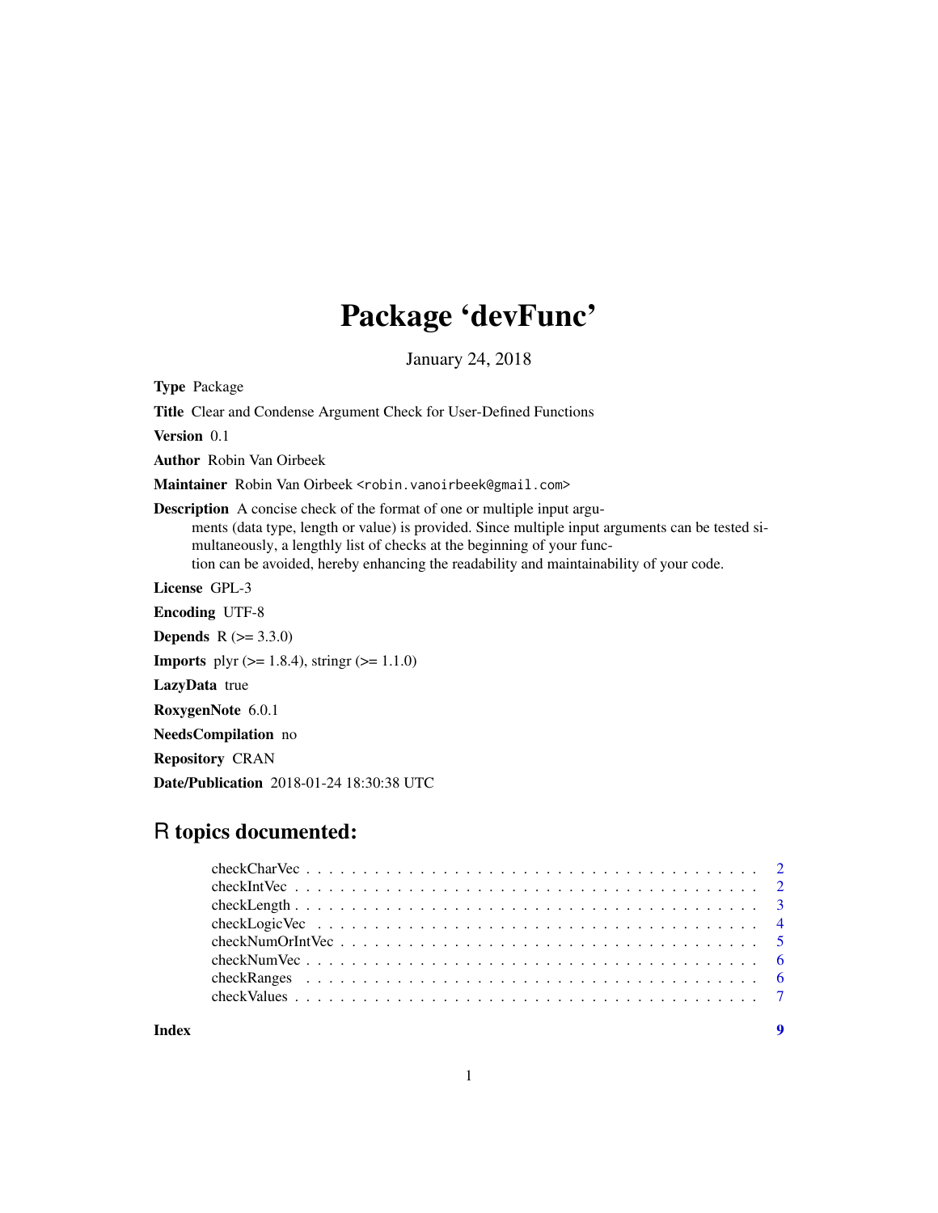# Package 'devFunc'

January 24, 2018

**Type** Package

**Title** Clear and Condense Argument Check for User-Defined Functions

**Version** 0.1

**Author** Robin Van Oirbeek

**Maintainer** Robin Van Oirbeek <robin.vanoirbeek@gmail.com>

**Description** A concise check of the format of one or multiple input arguments (data type, length or value) is provided. Since multiple input arguments can be tested simultaneously, a lengthly list of checks at the beginning of your function can be avoided, hereby enhancing the readability and maintainability of your code.

**License** GPL-3

**Encoding** UTF-8

**Depends** R (>= 3.3.0)

**Imports** plyr (>= 1.8.4), stringr (>= 1.1.0)

**LazyData** true

**RoxygenNote** 6.0.1

**NeedsCompilation** no

**Repository** CRAN

**Date/Publication** 2018-01-24 18:30:38 UTC

## R topics documented:

- checkCharVec . . . . . . . . . . 2
- checkIntVec . . . . . . . . . . 2
- checkLength . . . . . . . . . . 3
- checkLogicVec . . . . . . . . . . 4
- checkNumOrIntVec . . . . . . . . . . 5
- checkNumVec . . . . . . . . . . 6
- checkRanges . . . . . . . . . . 6
- checkValues . . . . . . . . . . 7

**Index** 9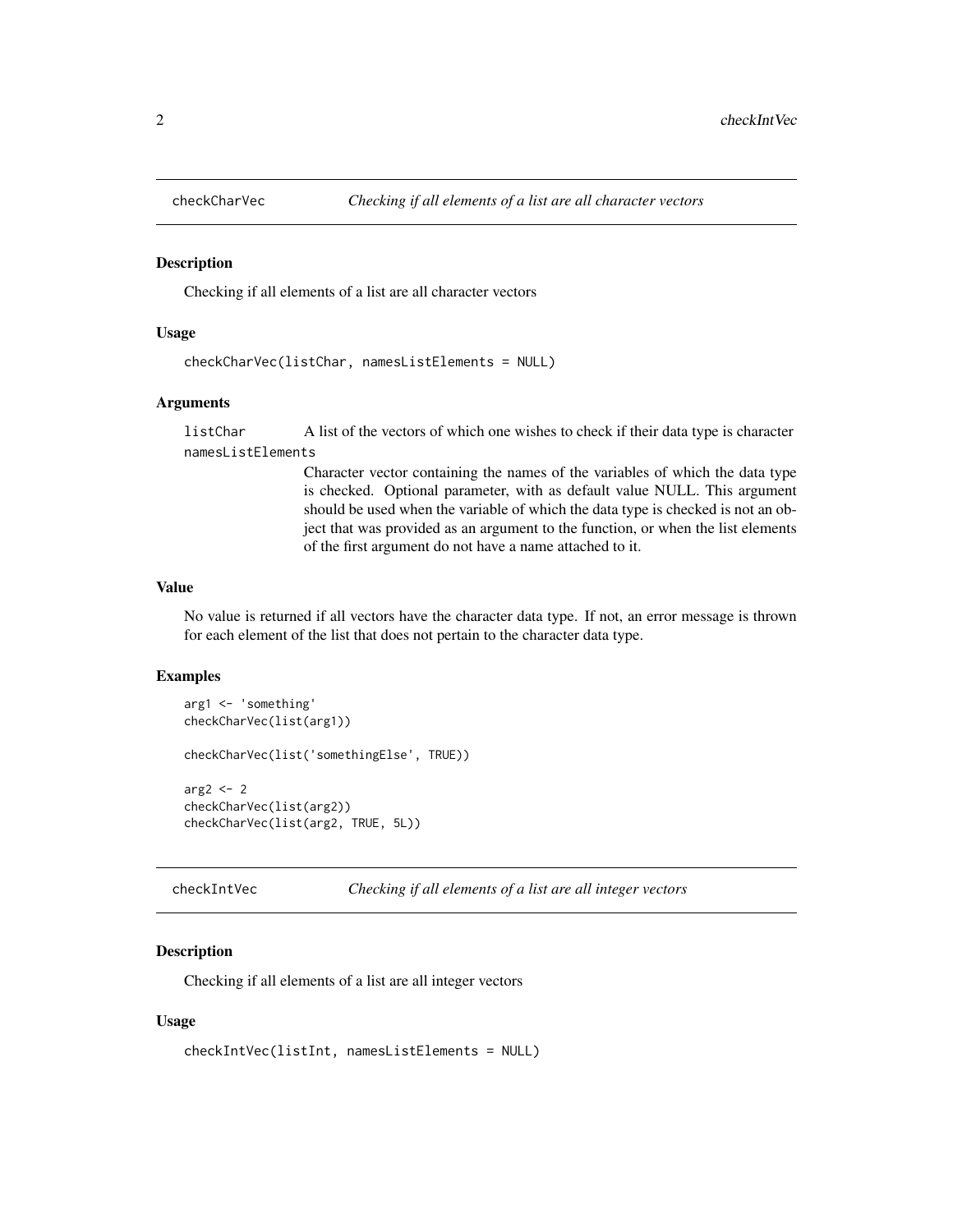## checkCharVec — *Checking if all elements of a list are all character vectors*

### Description

Checking if all elements of a list are all character vectors

### Usage

```
checkCharVec(listChar, namesListElements = NULL)
```

### Arguments

`listChar` A list of the vectors of which one wishes to check if their data type is character

`namesListElements` Character vector containing the names of the variables of which the data type is checked. Optional parameter, with as default value NULL. This argument should be used when the variable of which the data type is checked is not an object that was provided as an argument to the function, or when the list elements of the first argument do not have a name attached to it.

### Value

No value is returned if all vectors have the character data type. If not, an error message is thrown for each element of the list that does not pertain to the character data type.

### Examples

```
arg1 <- 'something'
checkCharVec(list(arg1))

checkCharVec(list('somethingElse', TRUE))

arg2 <- 2
checkCharVec(list(arg2))
checkCharVec(list(arg2, TRUE, 5L))
```

## checkIntVec — *Checking if all elements of a list are all integer vectors*

### Description

Checking if all elements of a list are all integer vectors

### Usage

```
checkIntVec(listInt, namesListElements = NULL)
```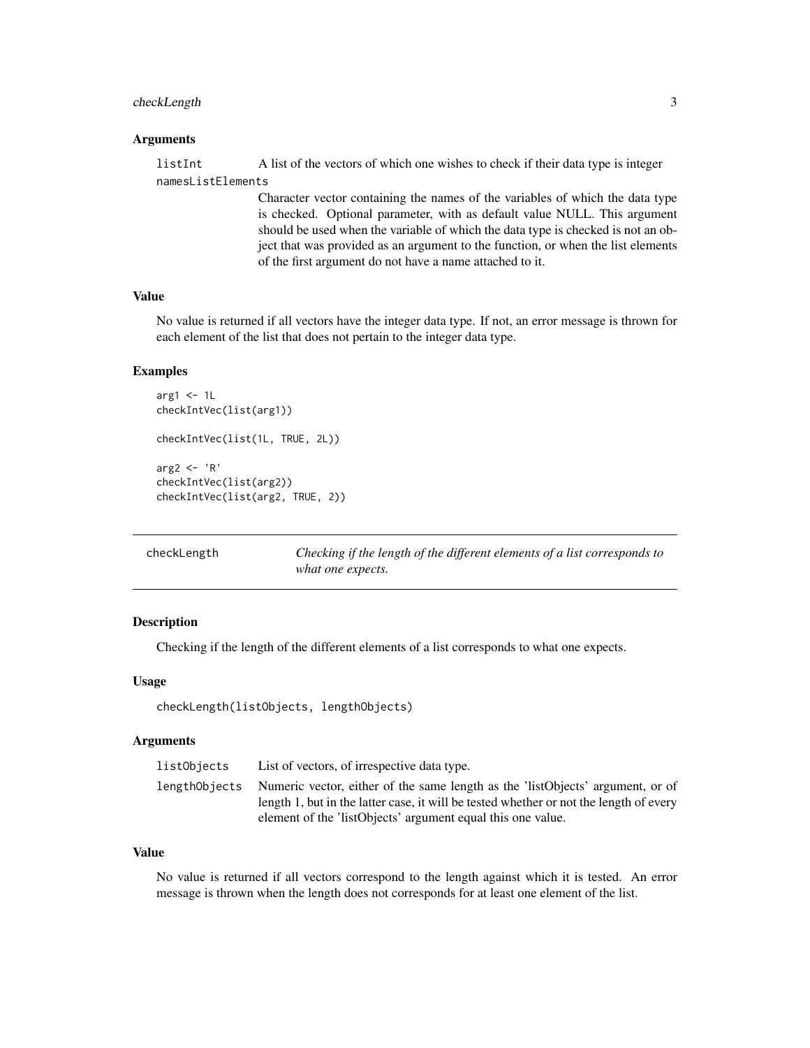### Arguments

listInt A list of the vectors of which one wishes to check if their data type is integer

namesListElements
Character vector containing the names of the variables of which the data type is checked. Optional parameter, with as default value NULL. This argument should be used when the variable of which the data type is checked is not an object that was provided as an argument to the function, or when the list elements of the first argument do not have a name attached to it.

### Value

No value is returned if all vectors have the integer data type. If not, an error message is thrown for each element of the list that does not pertain to the integer data type.

### Examples

```
arg1 <- 1L
checkIntVec(list(arg1))

checkIntVec(list(1L, TRUE, 2L))

arg2 <- 'R'
checkIntVec(list(arg2))
checkIntVec(list(arg2, TRUE, 2))
```

---

## checkLength    *Checking if the length of the different elements of a list corresponds to what one expects.*

---

### Description

Checking if the length of the different elements of a list corresponds to what one expects.

### Usage

```
checkLength(listObjects, lengthObjects)
```

### Arguments

listObjects List of vectors, of irrespective data type.

lengthObjects Numeric vector, either of the same length as the 'listObjects' argument, or of length 1, but in the latter case, it will be tested whether or not the length of every element of the 'listObjects' argument equal this one value.

### Value

No value is returned if all vectors correspond to the length against which it is tested. An error message is thrown when the length does not corresponds for at least one element of the list.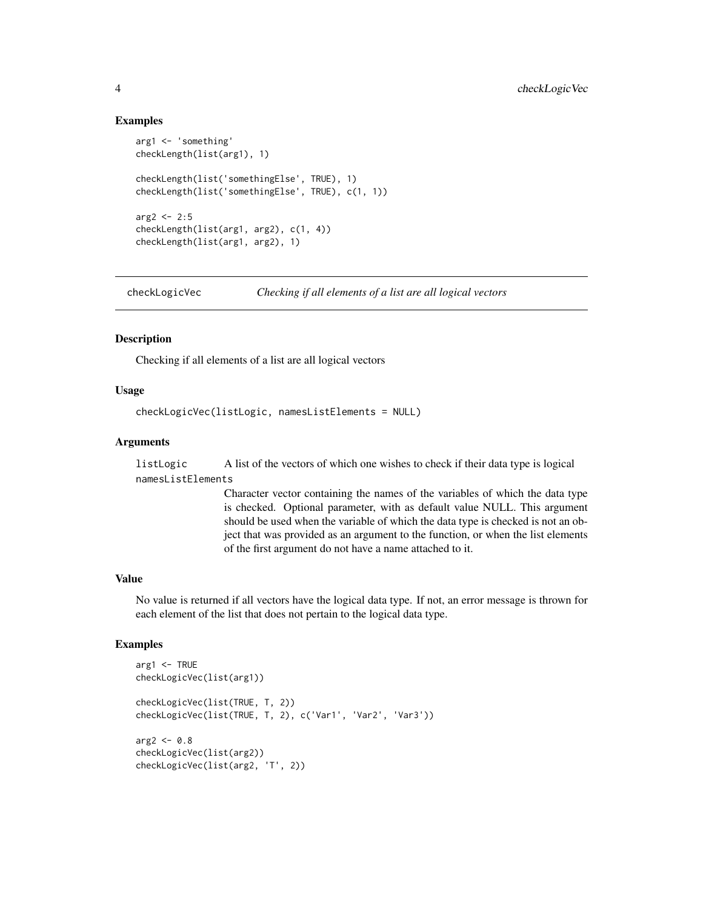## Examples

```
arg1 <- 'something'
checkLength(list(arg1), 1)

checkLength(list('somethingElse', TRUE), 1)
checkLength(list('somethingElse', TRUE), c(1, 1))

arg2 <- 2:5
checkLength(list(arg1, arg2), c(1, 4))
checkLength(list(arg1, arg2), 1)
```

---

# checkLogicVec *Checking if all elements of a list are all logical vectors*

---

## Description

Checking if all elements of a list are all logical vectors

## Usage

```
checkLogicVec(listLogic, namesListElements = NULL)
```

## Arguments

| | |
|---|---|
| listLogic | A list of the vectors of which one wishes to check if their data type is logical |
| namesListElements | Character vector containing the names of the variables of which the data type is checked. Optional parameter, with as default value NULL. This argument should be used when the variable of which the data type is checked is not an object that was provided as an argument to the function, or when the list elements of the first argument do not have a name attached to it. |

## Value

No value is returned if all vectors have the logical data type. If not, an error message is thrown for each element of the list that does not pertain to the logical data type.

## Examples

```
arg1 <- TRUE
checkLogicVec(list(arg1))

checkLogicVec(list(TRUE, T, 2))
checkLogicVec(list(TRUE, T, 2), c('Var1', 'Var2', 'Var3'))

arg2 <- 0.8
checkLogicVec(list(arg2))
checkLogicVec(list(arg2, 'T', 2))
```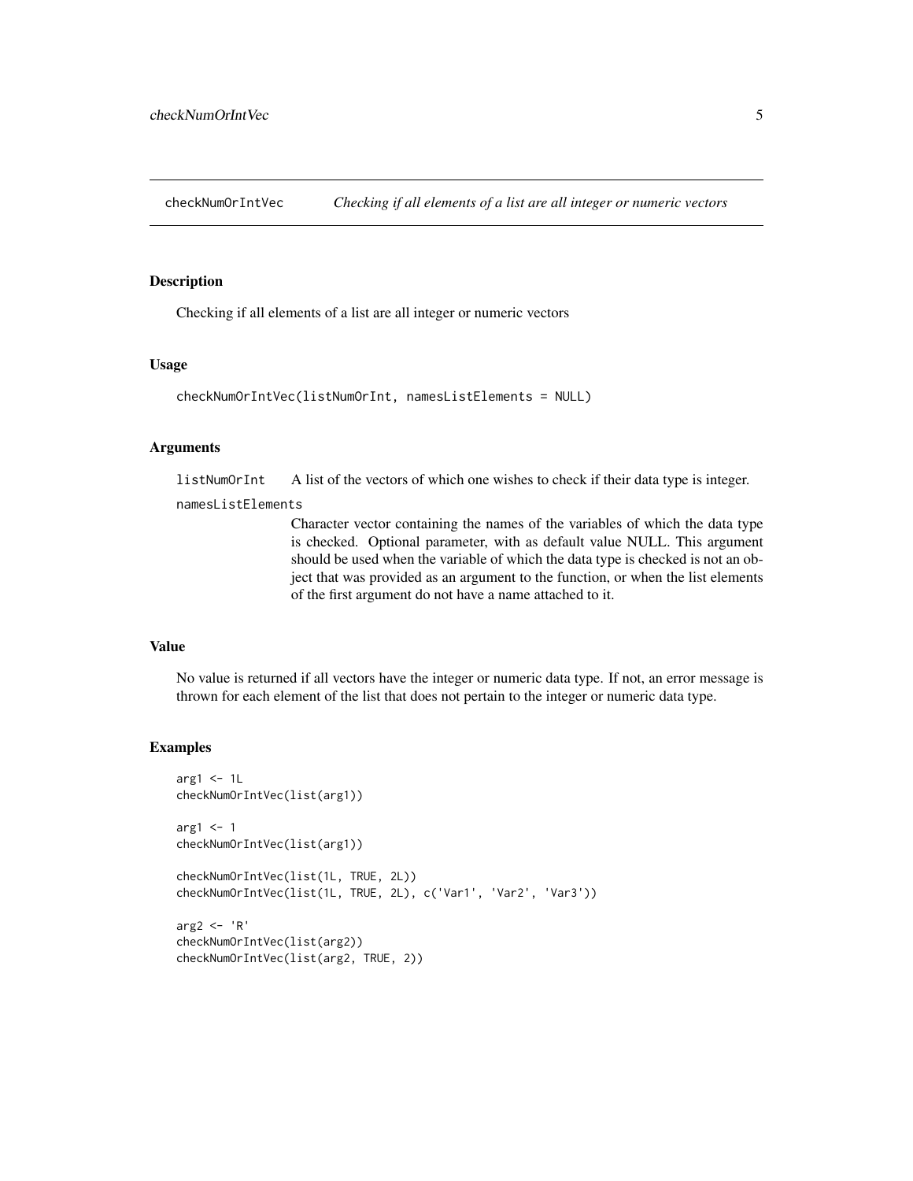## checkNumOrIntVec — *Checking if all elements of a list are all integer or numeric vectors*

### Description

Checking if all elements of a list are all integer or numeric vectors

### Usage

```
checkNumOrIntVec(listNumOrInt, namesListElements = NULL)
```

### Arguments

- `listNumOrInt` — A list of the vectors of which one wishes to check if their data type is integer.
- `namesListElements` — Character vector containing the names of the variables of which the data type is checked. Optional parameter, with as default value NULL. This argument should be used when the variable of which the data type is checked is not an object that was provided as an argument to the function, or when the list elements of the first argument do not have a name attached to it.

### Value

No value is returned if all vectors have the integer or numeric data type. If not, an error message is thrown for each element of the list that does not pertain to the integer or numeric data type.

### Examples

```
arg1 <- 1L
checkNumOrIntVec(list(arg1))

arg1 <- 1
checkNumOrIntVec(list(arg1))

checkNumOrIntVec(list(1L, TRUE, 2L))
checkNumOrIntVec(list(1L, TRUE, 2L), c('Var1', 'Var2', 'Var3'))

arg2 <- 'R'
checkNumOrIntVec(list(arg2))
checkNumOrIntVec(list(arg2, TRUE, 2))
```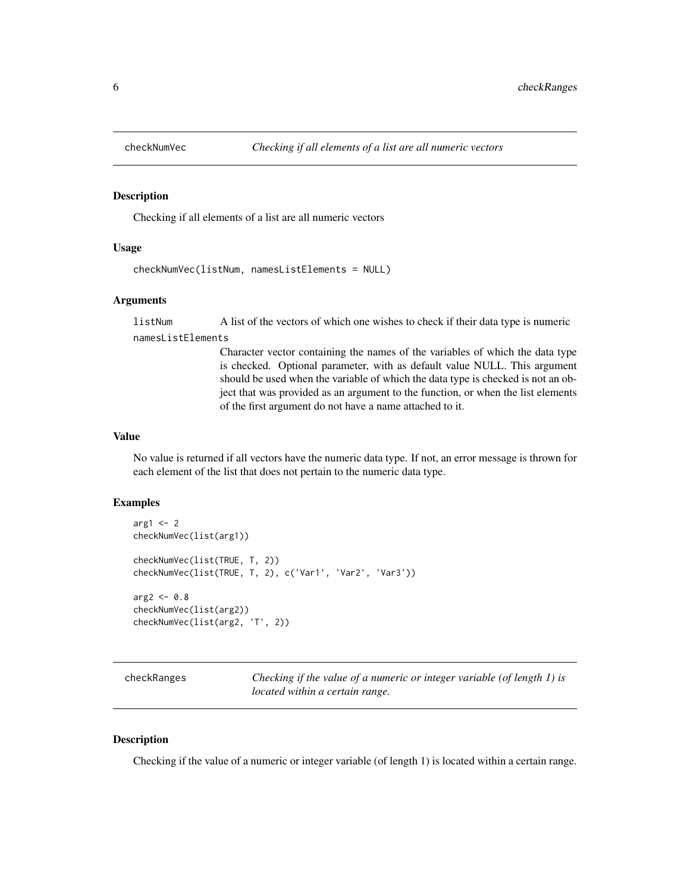## checkNumVec — *Checking if all elements of a list are all numeric vectors*

### Description

Checking if all elements of a list are all numeric vectors

### Usage

```
checkNumVec(listNum, namesListElements = NULL)
```

### Arguments

`listNum` A list of the vectors of which one wishes to check if their data type is numeric

`namesListElements` Character vector containing the names of the variables of which the data type is checked. Optional parameter, with as default value NULL. This argument should be used when the variable of which the data type is checked is not an object that was provided as an argument to the function, or when the list elements of the first argument do not have a name attached to it.

### Value

No value is returned if all vectors have the numeric data type. If not, an error message is thrown for each element of the list that does not pertain to the numeric data type.

### Examples

```
arg1 <- 2
checkNumVec(list(arg1))

checkNumVec(list(TRUE, T, 2))
checkNumVec(list(TRUE, T, 2), c('Var1', 'Var2', 'Var3'))

arg2 <- 0.8
checkNumVec(list(arg2))
checkNumVec(list(arg2, 'T', 2))
```

## checkRanges — *Checking if the value of a numeric or integer variable (of length 1) is located within a certain range.*

### Description

Checking if the value of a numeric or integer variable (of length 1) is located within a certain range.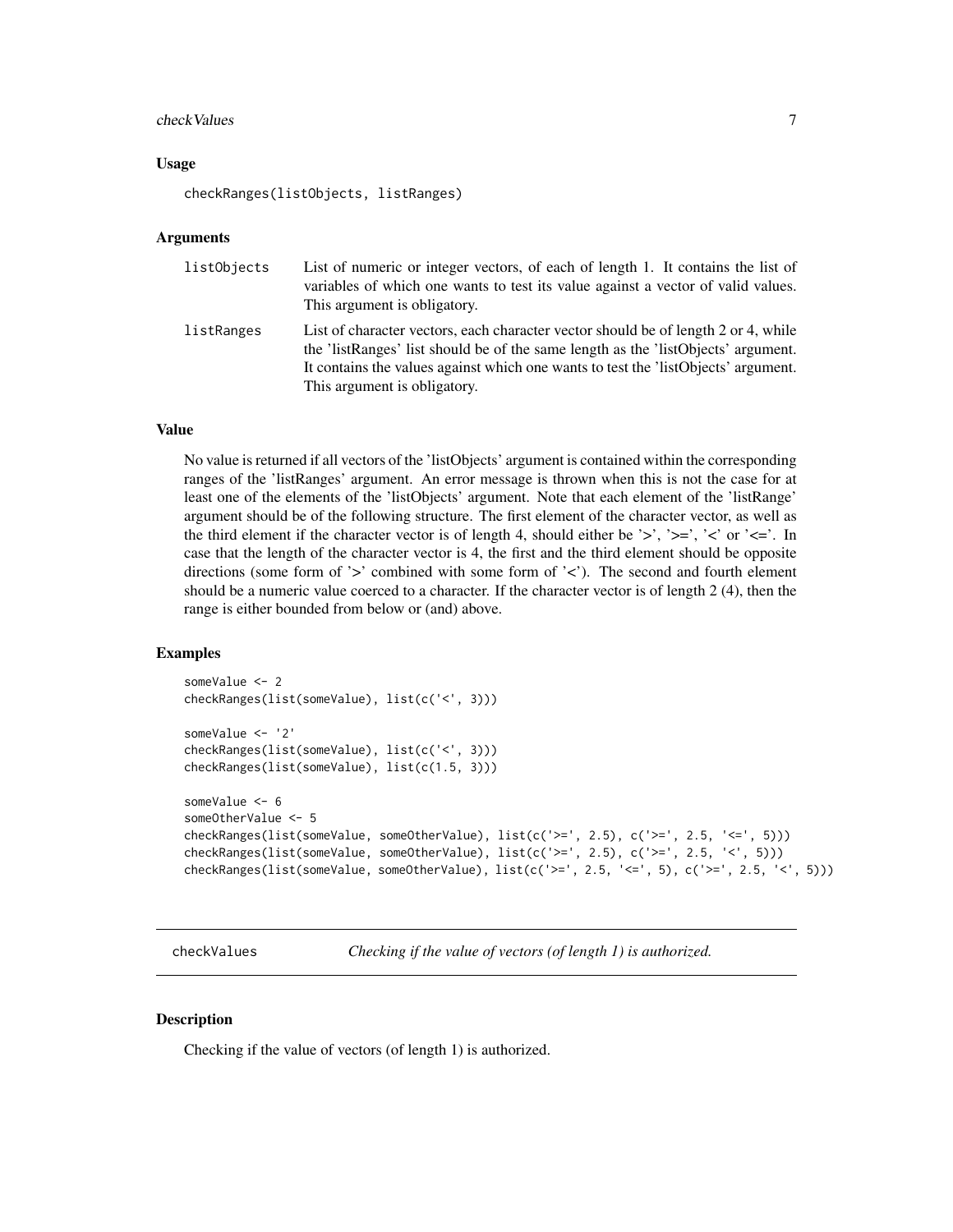### Usage

```
checkRanges(listObjects, listRanges)
```

### Arguments

| | |
|---|---|
| listObjects | List of numeric or integer vectors, of each of length 1. It contains the list of variables of which one wants to test its value against a vector of valid values. This argument is obligatory. |
| listRanges | List of character vectors, each character vector should be of length 2 or 4, while the 'listRanges' list should be of the same length as the 'listObjects' argument. It contains the values against which one wants to test the 'listObjects' argument. This argument is obligatory. |

### Value

No value is returned if all vectors of the 'listObjects' argument is contained within the corresponding ranges of the 'listRanges' argument. An error message is thrown when this is not the case for at least one of the elements of the 'listObjects' argument. Note that each element of the 'listRange' argument should be of the following structure. The first element of the character vector, as well as the third element if the character vector is of length 4, should either be '>', '>=', '<' or '<='. In case that the length of the character vector is 4, the first and the third element should be opposite directions (some form of '>' combined with some form of '<'). The second and fourth element should be a numeric value coerced to a character. If the character vector is of length 2 (4), then the range is either bounded from below or (and) above.

### Examples

```
someValue <- 2
checkRanges(list(someValue), list(c('<', 3)))

someValue <- '2'
checkRanges(list(someValue), list(c('<', 3)))
checkRanges(list(someValue), list(c(1.5, 3)))

someValue <- 6
someOtherValue <- 5
checkRanges(list(someValue, someOtherValue), list(c('>=', 2.5), c('>=', 2.5, '<=', 5)))
checkRanges(list(someValue, someOtherValue), list(c('>=', 2.5), c('>=', 2.5, '<', 5)))
checkRanges(list(someValue, someOtherValue), list(c('>=', 2.5, '<=', 5), c('>=', 2.5, '<', 5)))
```

---

## checkValues — *Checking if the value of vectors (of length 1) is authorized.*

---

### Description

Checking if the value of vectors (of length 1) is authorized.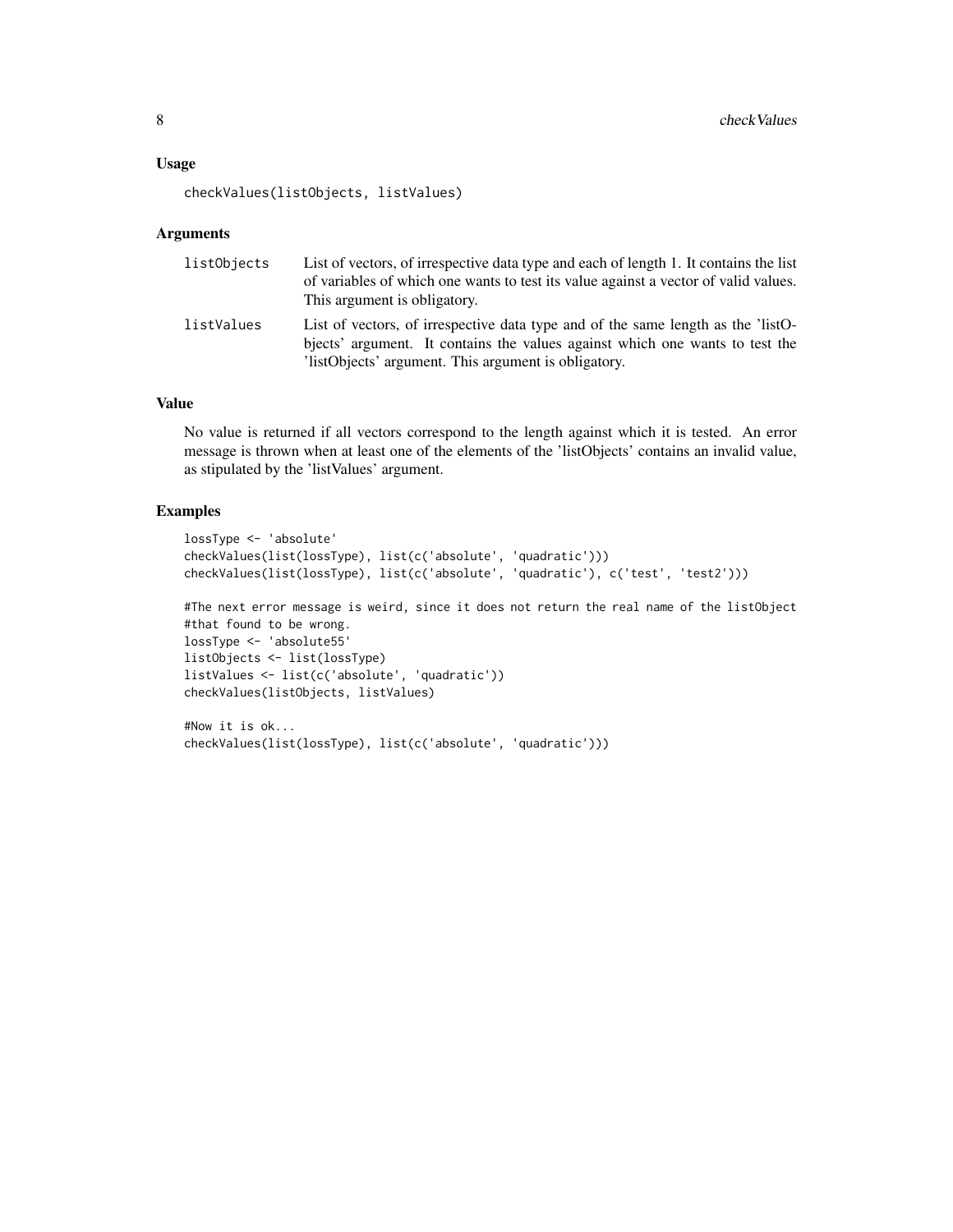### Usage

```
checkValues(listObjects, listValues)
```

### Arguments

| | |
|---|---|
| listObjects | List of vectors, of irrespective data type and each of length 1. It contains the list of variables of which one wants to test its value against a vector of valid values. This argument is obligatory. |
| listValues | List of vectors, of irrespective data type and of the same length as the 'listObjects' argument. It contains the values against which one wants to test the 'listObjects' argument. This argument is obligatory. |

### Value

No value is returned if all vectors correspond to the length against which it is tested. An error message is thrown when at least one of the elements of the 'listObjects' contains an invalid value, as stipulated by the 'listValues' argument.

### Examples

```
lossType <- 'absolute'
checkValues(list(lossType), list(c('absolute', 'quadratic')))
checkValues(list(lossType), list(c('absolute', 'quadratic'), c('test', 'test2')))

#The next error message is weird, since it does not return the real name of the listObject
#that found to be wrong.
lossType <- 'absolute55'
listObjects <- list(lossType)
listValues <- list(c('absolute', 'quadratic'))
checkValues(listObjects, listValues)

#Now it is ok...
checkValues(list(lossType), list(c('absolute', 'quadratic')))
```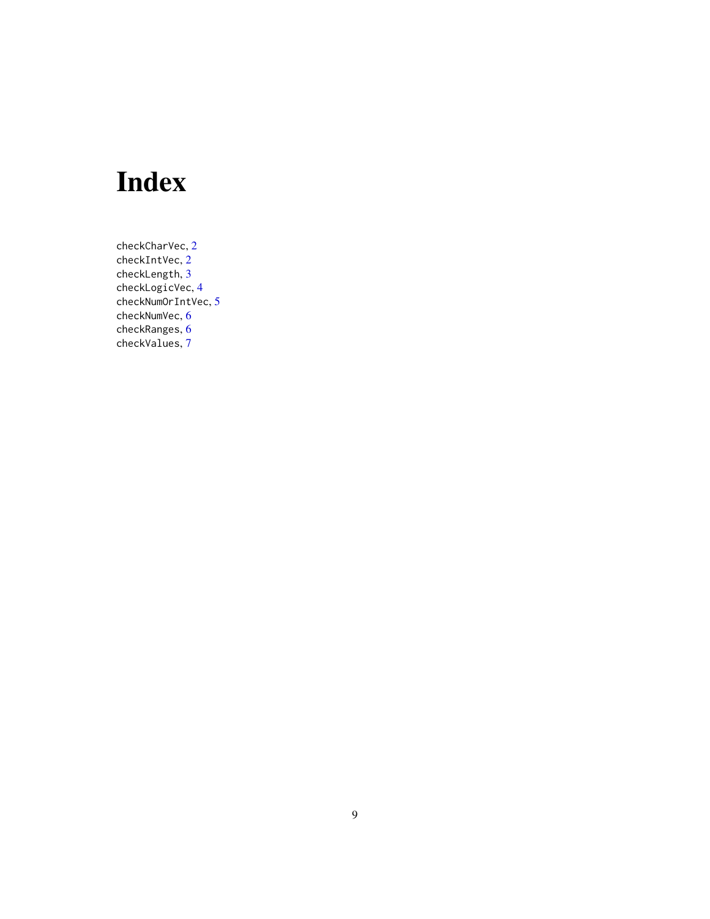# Index

checkCharVec, 2
checkIntVec, 2
checkLength, 3
checkLogicVec, 4
checkNumOrIntVec, 5
checkNumVec, 6
checkRanges, 6
checkValues, 7